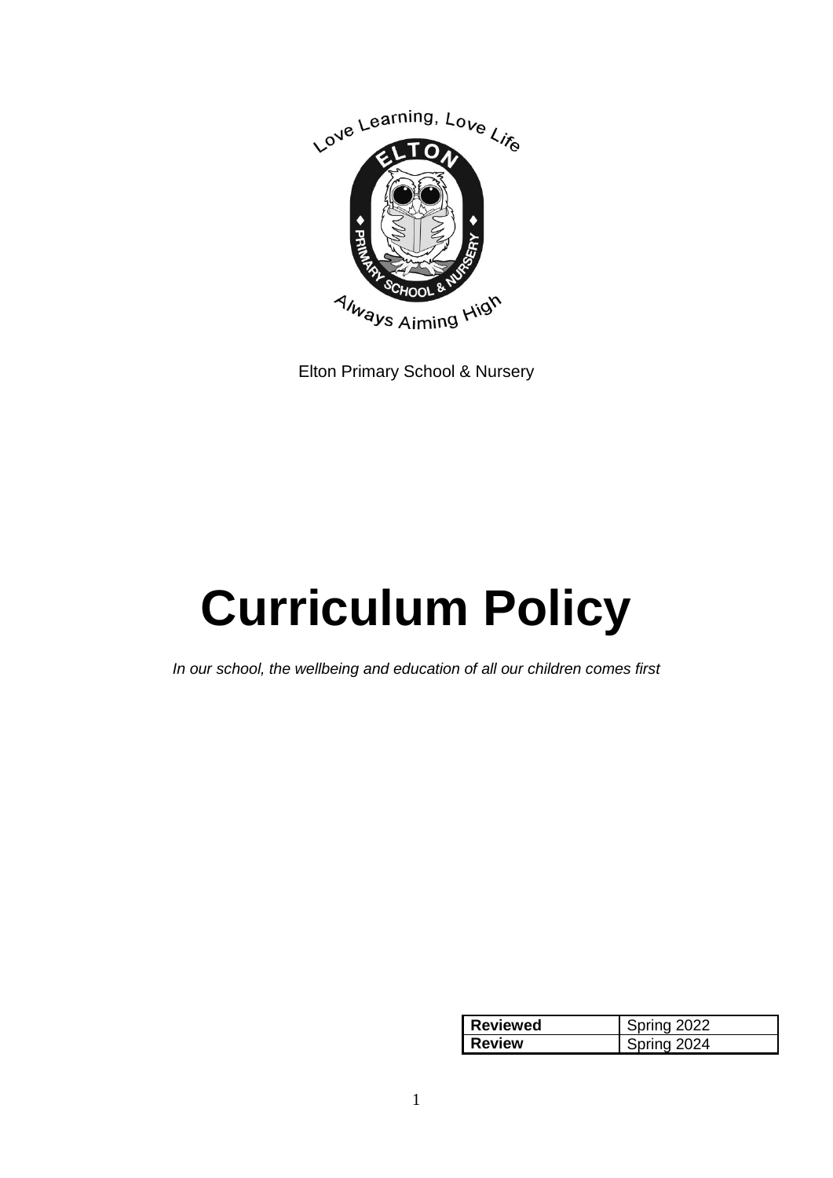Elton Primary School & Nursery

# Curriculum Policy

*In our school, the wellbeing and education of all our children comes first*

| **Reviewed** | Spring 2022 |
| --- | --- |
| **Review** | Spring 2024 |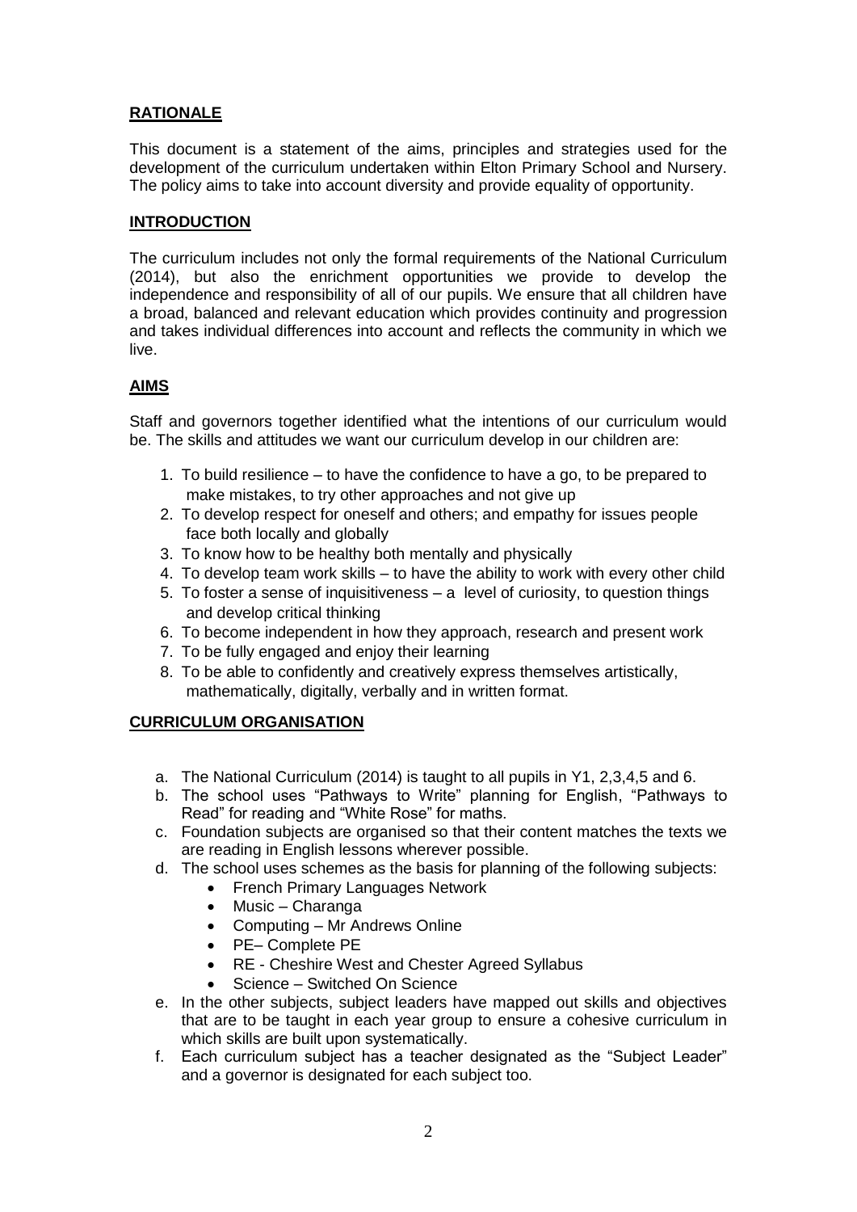## RATIONALE

This document is a statement of the aims, principles and strategies used for the development of the curriculum undertaken within Elton Primary School and Nursery. The policy aims to take into account diversity and provide equality of opportunity.

## INTRODUCTION

The curriculum includes not only the formal requirements of the National Curriculum (2014), but also the enrichment opportunities we provide to develop the independence and responsibility of all of our pupils. We ensure that all children have a broad, balanced and relevant education which provides continuity and progression and takes individual differences into account and reflects the community in which we live.

## AIMS

Staff and governors together identified what the intentions of our curriculum would be. The skills and attitudes we want our curriculum develop in our children are:

1. To build resilience – to have the confidence to have a go, to be prepared to make mistakes, to try other approaches and not give up
2. To develop respect for oneself and others; and empathy for issues people face both locally and globally
3. To know how to be healthy both mentally and physically
4. To develop team work skills – to have the ability to work with every other child
5. To foster a sense of inquisitiveness – a level of curiosity, to question things and develop critical thinking
6. To become independent in how they approach, research and present work
7. To be fully engaged and enjoy their learning
8. To be able to confidently and creatively express themselves artistically, mathematically, digitally, verbally and in written format.

## CURRICULUM ORGANISATION

a. The National Curriculum (2014) is taught to all pupils in Y1, 2,3,4,5 and 6.
b. The school uses "Pathways to Write" planning for English, "Pathways to Read" for reading and "White Rose" for maths.
c. Foundation subjects are organised so that their content matches the texts we are reading in English lessons wherever possible.
d. The school uses schemes as the basis for planning of the following subjects:
   - French Primary Languages Network
   - Music – Charanga
   - Computing – Mr Andrews Online
   - PE– Complete PE
   - RE - Cheshire West and Chester Agreed Syllabus
   - Science – Switched On Science
e. In the other subjects, subject leaders have mapped out skills and objectives that are to be taught in each year group to ensure a cohesive curriculum in which skills are built upon systematically.
f. Each curriculum subject has a teacher designated as the "Subject Leader" and a governor is designated for each subject too.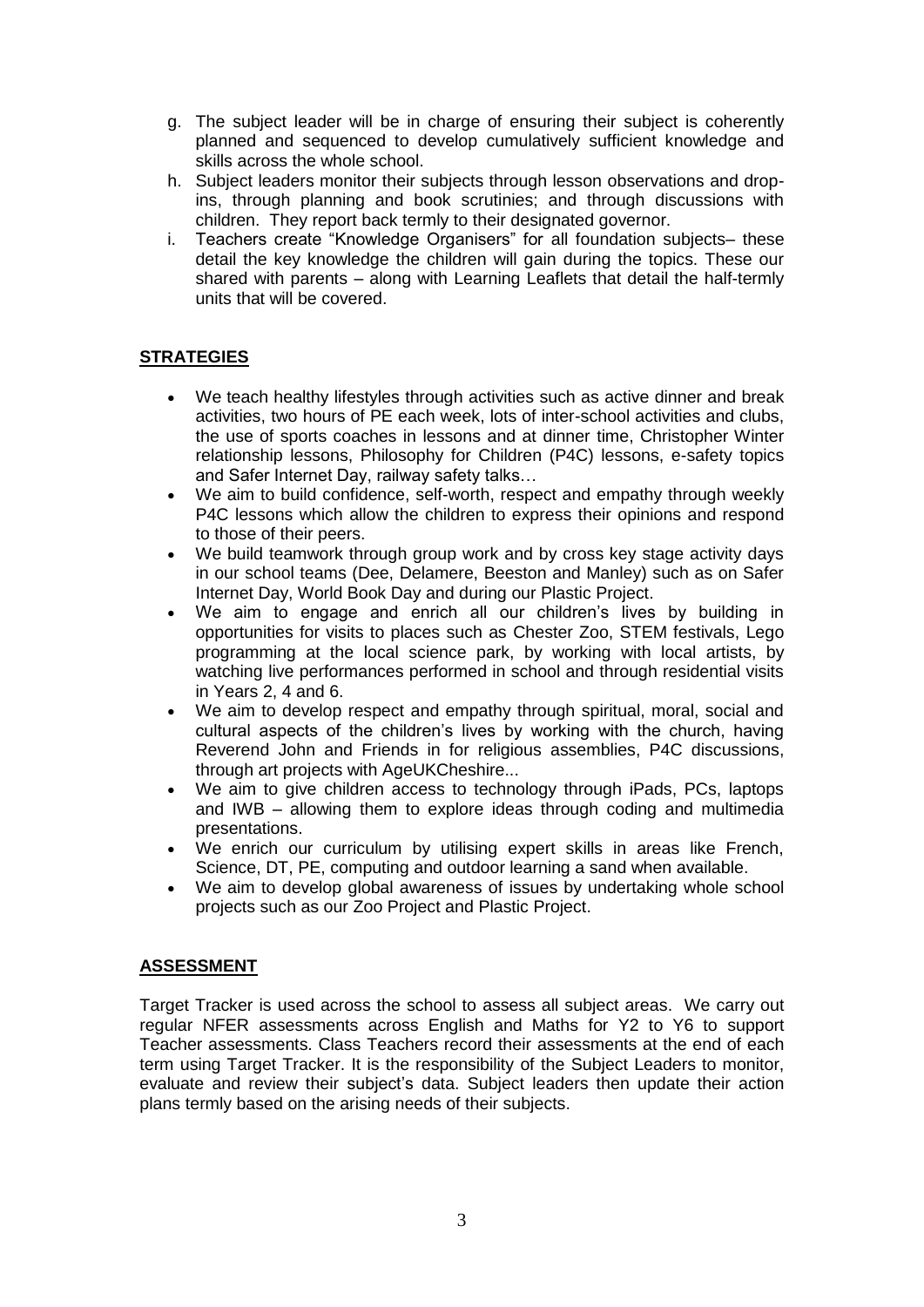g. The subject leader will be in charge of ensuring their subject is coherently planned and sequenced to develop cumulatively sufficient knowledge and skills across the whole school.
h. Subject leaders monitor their subjects through lesson observations and drop-ins, through planning and book scrutinies; and through discussions with children. They report back termly to their designated governor.
i. Teachers create "Knowledge Organisers" for all foundation subjects– these detail the key knowledge the children will gain during the topics. These our shared with parents – along with Learning Leaflets that detail the half-termly units that will be covered.

## **STRATEGIES**

- We teach healthy lifestyles through activities such as active dinner and break activities, two hours of PE each week, lots of inter-school activities and clubs, the use of sports coaches in lessons and at dinner time, Christopher Winter relationship lessons, Philosophy for Children (P4C) lessons, e-safety topics and Safer Internet Day, railway safety talks…
- We aim to build confidence, self-worth, respect and empathy through weekly P4C lessons which allow the children to express their opinions and respond to those of their peers.
- We build teamwork through group work and by cross key stage activity days in our school teams (Dee, Delamere, Beeston and Manley) such as on Safer Internet Day, World Book Day and during our Plastic Project.
- We aim to engage and enrich all our children's lives by building in opportunities for visits to places such as Chester Zoo, STEM festivals, Lego programming at the local science park, by working with local artists, by watching live performances performed in school and through residential visits in Years 2, 4 and 6.
- We aim to develop respect and empathy through spiritual, moral, social and cultural aspects of the children's lives by working with the church, having Reverend John and Friends in for religious assemblies, P4C discussions, through art projects with AgeUKCheshire...
- We aim to give children access to technology through iPads, PCs, laptops and IWB – allowing them to explore ideas through coding and multimedia presentations.
- We enrich our curriculum by utilising expert skills in areas like French, Science, DT, PE, computing and outdoor learning a sand when available.
- We aim to develop global awareness of issues by undertaking whole school projects such as our Zoo Project and Plastic Project.

## **ASSESSMENT**

Target Tracker is used across the school to assess all subject areas. We carry out regular NFER assessments across English and Maths for Y2 to Y6 to support Teacher assessments. Class Teachers record their assessments at the end of each term using Target Tracker. It is the responsibility of the Subject Leaders to monitor, evaluate and review their subject's data. Subject leaders then update their action plans termly based on the arising needs of their subjects.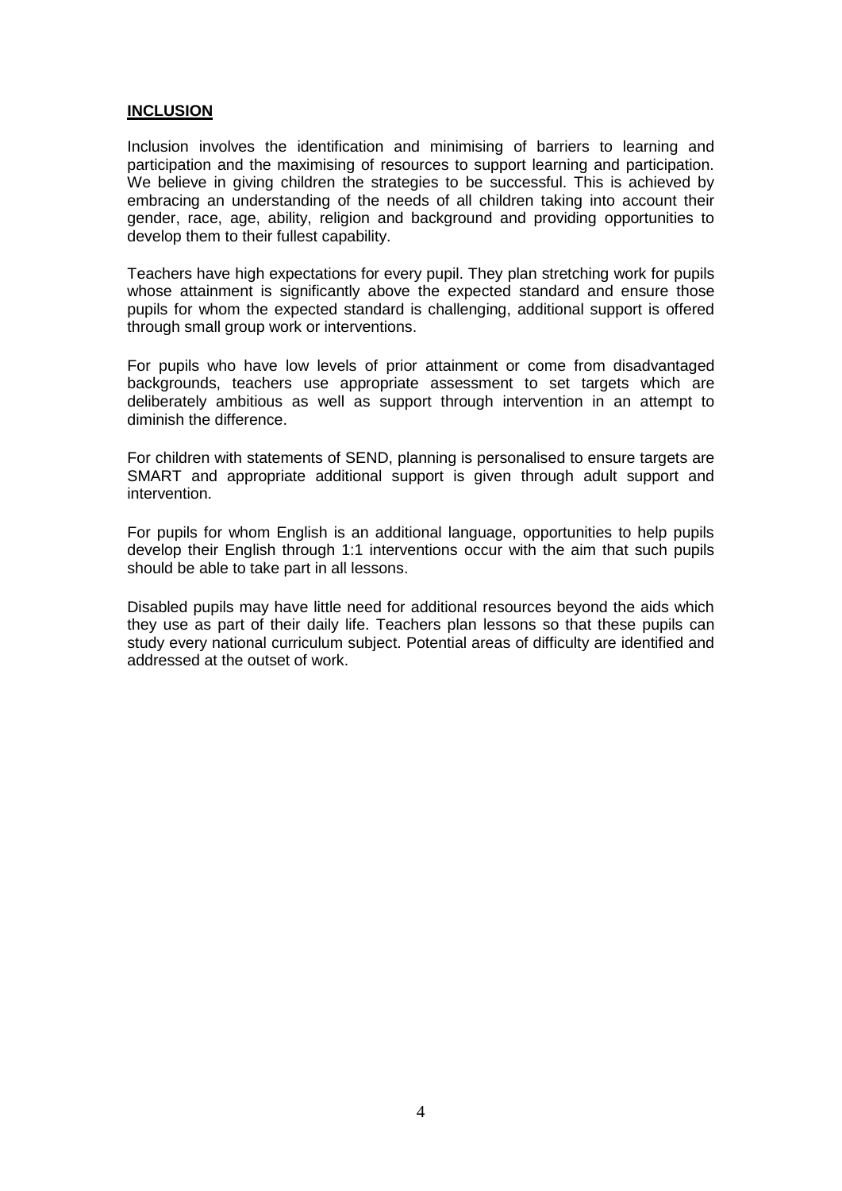## **INCLUSION**

Inclusion involves the identification and minimising of barriers to learning and participation and the maximising of resources to support learning and participation. We believe in giving children the strategies to be successful. This is achieved by embracing an understanding of the needs of all children taking into account their gender, race, age, ability, religion and background and providing opportunities to develop them to their fullest capability.

Teachers have high expectations for every pupil. They plan stretching work for pupils whose attainment is significantly above the expected standard and ensure those pupils for whom the expected standard is challenging, additional support is offered through small group work or interventions.

For pupils who have low levels of prior attainment or come from disadvantaged backgrounds, teachers use appropriate assessment to set targets which are deliberately ambitious as well as support through intervention in an attempt to diminish the difference.

For children with statements of SEND, planning is personalised to ensure targets are SMART and appropriate additional support is given through adult support and intervention.

For pupils for whom English is an additional language, opportunities to help pupils develop their English through 1:1 interventions occur with the aim that such pupils should be able to take part in all lessons.

Disabled pupils may have little need for additional resources beyond the aids which they use as part of their daily life. Teachers plan lessons so that these pupils can study every national curriculum subject. Potential areas of difficulty are identified and addressed at the outset of work.